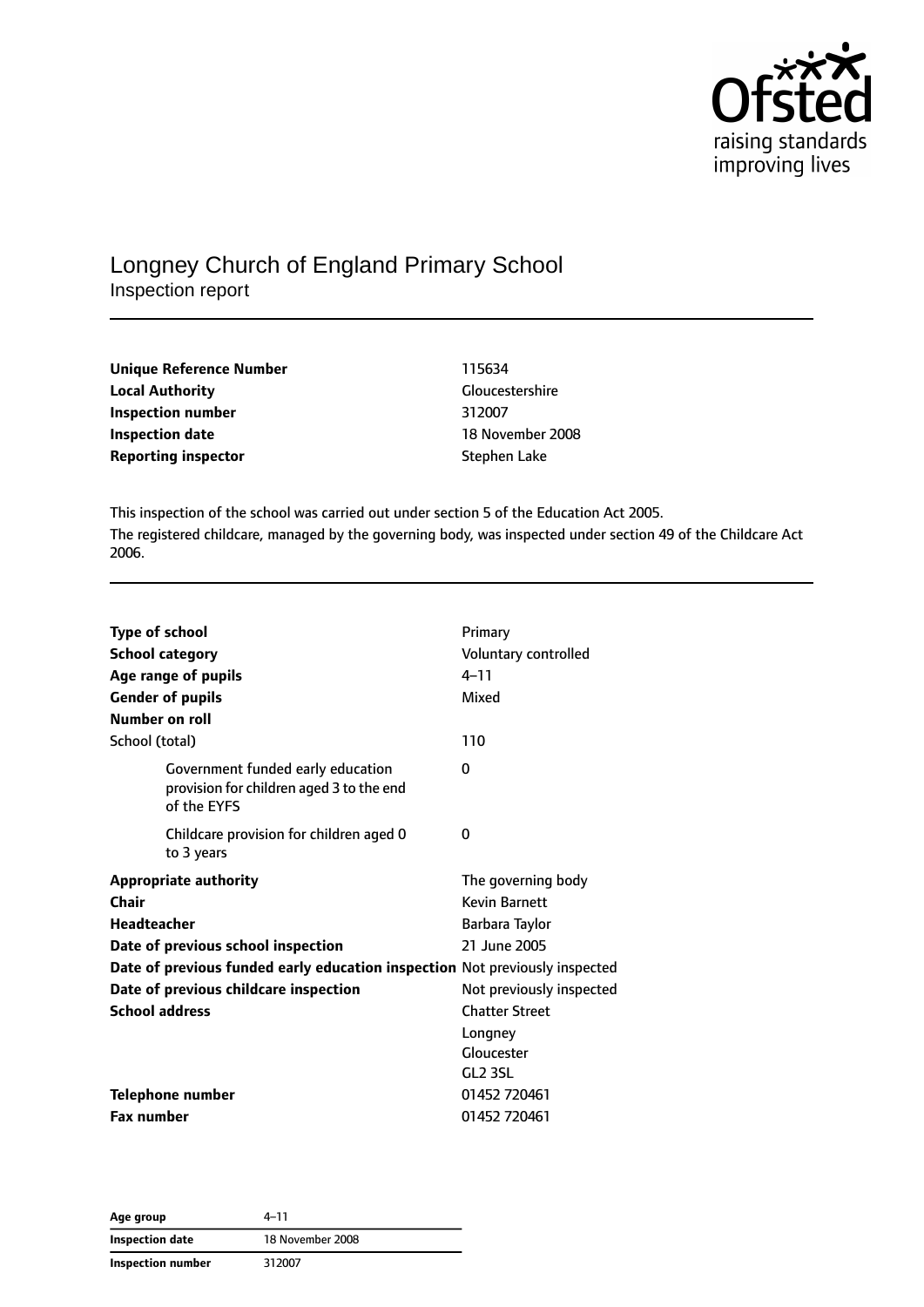Ofsted
raising standards
improving lives

# Longney Church of England Primary School

Inspection report

| | |
|---|---|
| **Unique Reference Number** | 115634 |
| **Local Authority** | Gloucestershire |
| **Inspection number** | 312007 |
| **Inspection date** | 18 November 2008 |
| **Reporting inspector** | Stephen Lake |

This inspection of the school was carried out under section 5 of the Education Act 2005.

The registered childcare, managed by the governing body, was inspected under section 49 of the Childcare Act 2006.

| | |
|---|---|
| **Type of school** | Primary |
| **School category** | Voluntary controlled |
| **Age range of pupils** | 4–11 |
| **Gender of pupils** | Mixed |
| **Number on roll** | |
| School (total) | 110 |
| Government funded early education provision for children aged 3 to the end of the EYFS | 0 |
| Childcare provision for children aged 0 to 3 years | 0 |
| **Appropriate authority** | The governing body |
| **Chair** | Kevin Barnett |
| **Headteacher** | Barbara Taylor |
| **Date of previous school inspection** | 21 June 2005 |
| **Date of previous funded early education inspection** | Not previously inspected |
| **Date of previous childcare inspection** | Not previously inspected |
| **School address** | Chatter Street<br>Longney<br>Gloucester<br>GL2 3SL |
| **Telephone number** | 01452 720461 |
| **Fax number** | 01452 720461 |

| | |
|---|---|
| **Age group** | 4–11 |
| **Inspection date** | 18 November 2008 |
| **Inspection number** | 312007 |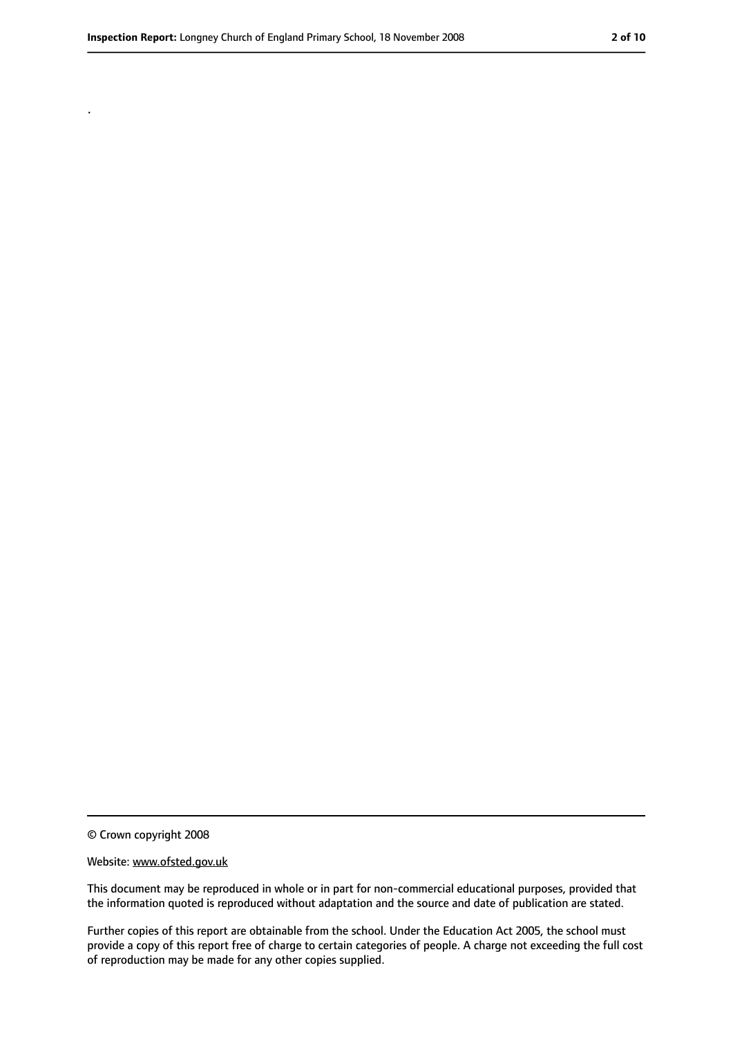.

© Crown copyright 2008

Website: www.ofsted.gov.uk

This document may be reproduced in whole or in part for non-commercial educational purposes, provided that the information quoted is reproduced without adaptation and the source and date of publication are stated.

Further copies of this report are obtainable from the school. Under the Education Act 2005, the school must provide a copy of this report free of charge to certain categories of people. A charge not exceeding the full cost of reproduction may be made for any other copies supplied.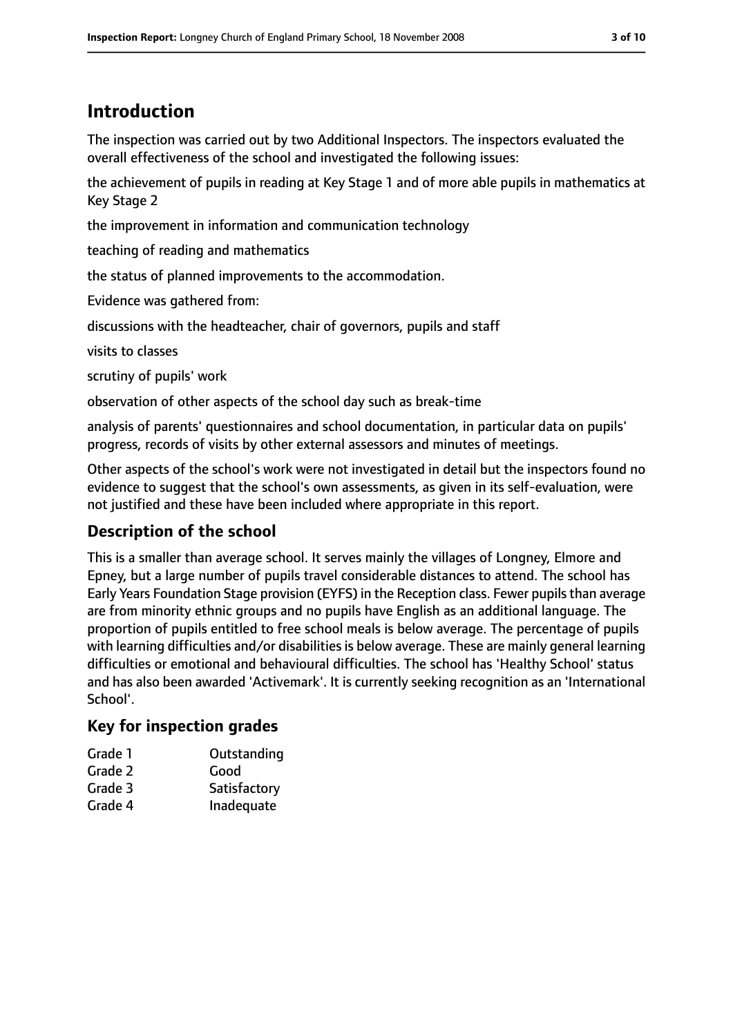## Introduction

The inspection was carried out by two Additional Inspectors. The inspectors evaluated the overall effectiveness of the school and investigated the following issues:

the achievement of pupils in reading at Key Stage 1 and of more able pupils in mathematics at Key Stage 2

the improvement in information and communication technology

teaching of reading and mathematics

the status of planned improvements to the accommodation.

Evidence was gathered from:

discussions with the headteacher, chair of governors, pupils and staff

visits to classes

scrutiny of pupils' work

observation of other aspects of the school day such as break-time

analysis of parents' questionnaires and school documentation, in particular data on pupils' progress, records of visits by other external assessors and minutes of meetings.

Other aspects of the school's work were not investigated in detail but the inspectors found no evidence to suggest that the school's own assessments, as given in its self-evaluation, were not justified and these have been included where appropriate in this report.

### Description of the school

This is a smaller than average school. It serves mainly the villages of Longney, Elmore and Epney, but a large number of pupils travel considerable distances to attend. The school has Early Years Foundation Stage provision (EYFS) in the Reception class. Fewer pupils than average are from minority ethnic groups and no pupils have English as an additional language. The proportion of pupils entitled to free school meals is below average. The percentage of pupils with learning difficulties and/or disabilities is below average. These are mainly general learning difficulties or emotional and behavioural difficulties. The school has 'Healthy School' status and has also been awarded 'Activemark'. It is currently seeking recognition as an 'International School'.

### Key for inspection grades

| | |
|---|---|
| Grade 1 | Outstanding |
| Grade 2 | Good |
| Grade 3 | Satisfactory |
| Grade 4 | Inadequate |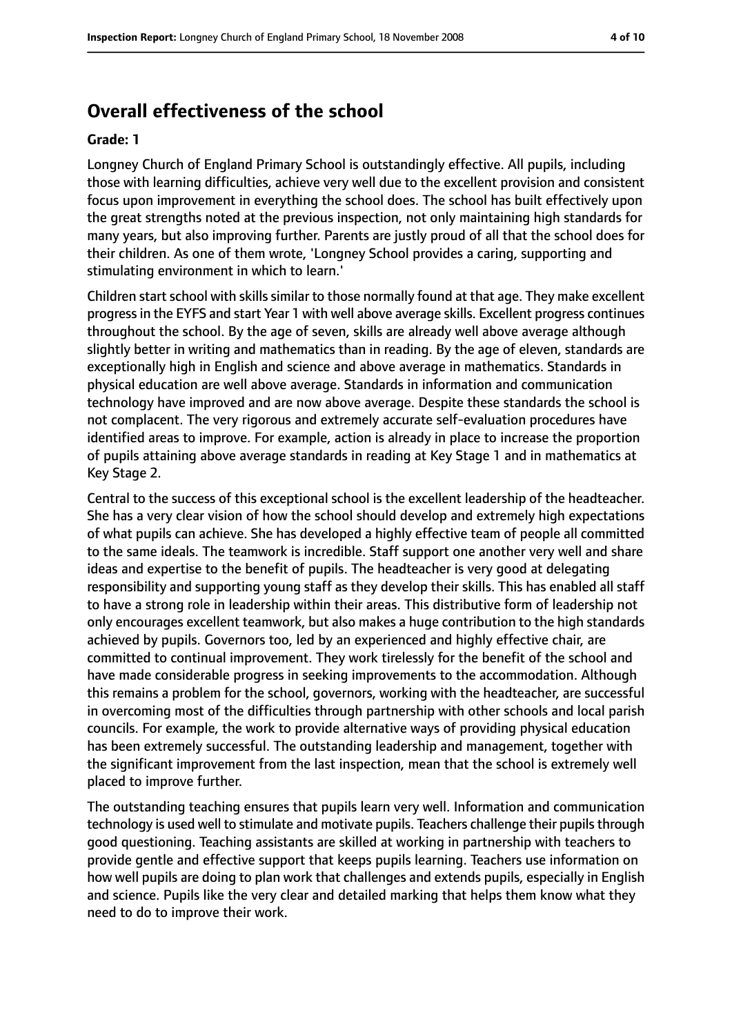## Overall effectiveness of the school

**Grade: 1**

Longney Church of England Primary School is outstandingly effective. All pupils, including those with learning difficulties, achieve very well due to the excellent provision and consistent focus upon improvement in everything the school does. The school has built effectively upon the great strengths noted at the previous inspection, not only maintaining high standards for many years, but also improving further. Parents are justly proud of all that the school does for their children. As one of them wrote, 'Longney School provides a caring, supporting and stimulating environment in which to learn.'

Children start school with skills similar to those normally found at that age. They make excellent progress in the EYFS and start Year 1 with well above average skills. Excellent progress continues throughout the school. By the age of seven, skills are already well above average although slightly better in writing and mathematics than in reading. By the age of eleven, standards are exceptionally high in English and science and above average in mathematics. Standards in physical education are well above average. Standards in information and communication technology have improved and are now above average. Despite these standards the school is not complacent. The very rigorous and extremely accurate self-evaluation procedures have identified areas to improve. For example, action is already in place to increase the proportion of pupils attaining above average standards in reading at Key Stage 1 and in mathematics at Key Stage 2.

Central to the success of this exceptional school is the excellent leadership of the headteacher. She has a very clear vision of how the school should develop and extremely high expectations of what pupils can achieve. She has developed a highly effective team of people all committed to the same ideals. The teamwork is incredible. Staff support one another very well and share ideas and expertise to the benefit of pupils. The headteacher is very good at delegating responsibility and supporting young staff as they develop their skills. This has enabled all staff to have a strong role in leadership within their areas. This distributive form of leadership not only encourages excellent teamwork, but also makes a huge contribution to the high standards achieved by pupils. Governors too, led by an experienced and highly effective chair, are committed to continual improvement. They work tirelessly for the benefit of the school and have made considerable progress in seeking improvements to the accommodation. Although this remains a problem for the school, governors, working with the headteacher, are successful in overcoming most of the difficulties through partnership with other schools and local parish councils. For example, the work to provide alternative ways of providing physical education has been extremely successful. The outstanding leadership and management, together with the significant improvement from the last inspection, mean that the school is extremely well placed to improve further.

The outstanding teaching ensures that pupils learn very well. Information and communication technology is used well to stimulate and motivate pupils. Teachers challenge their pupils through good questioning. Teaching assistants are skilled at working in partnership with teachers to provide gentle and effective support that keeps pupils learning. Teachers use information on how well pupils are doing to plan work that challenges and extends pupils, especially in English and science. Pupils like the very clear and detailed marking that helps them know what they need to do to improve their work.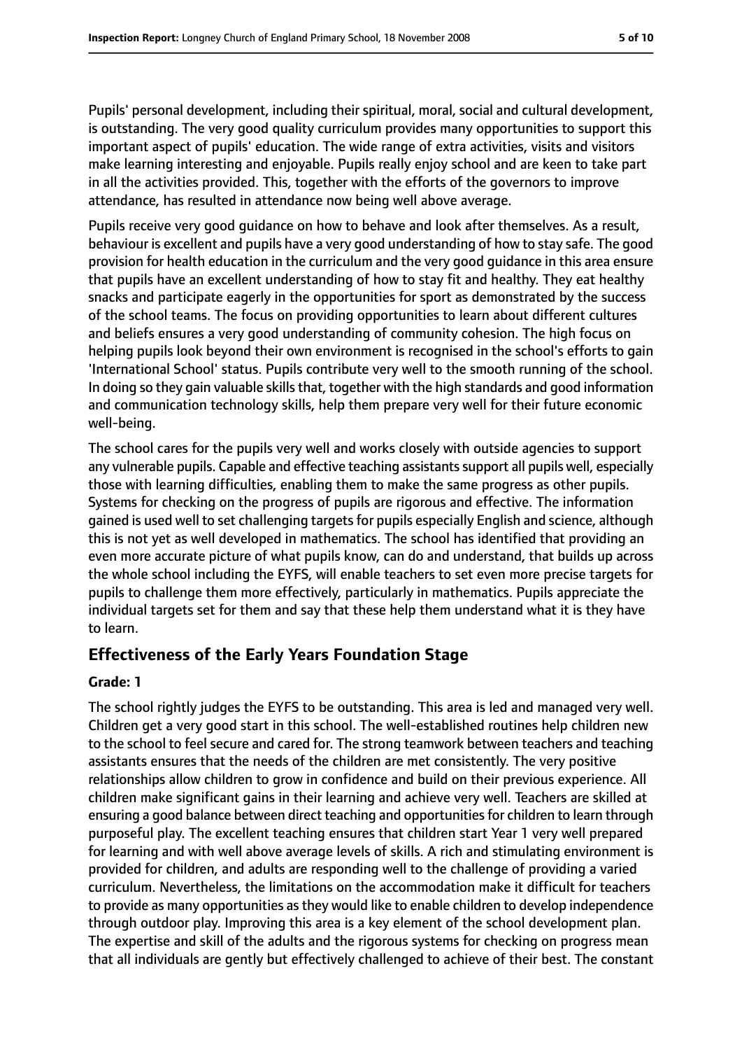Pupils' personal development, including their spiritual, moral, social and cultural development, is outstanding. The very good quality curriculum provides many opportunities to support this important aspect of pupils' education. The wide range of extra activities, visits and visitors make learning interesting and enjoyable. Pupils really enjoy school and are keen to take part in all the activities provided. This, together with the efforts of the governors to improve attendance, has resulted in attendance now being well above average.

Pupils receive very good guidance on how to behave and look after themselves. As a result, behaviour is excellent and pupils have a very good understanding of how to stay safe. The good provision for health education in the curriculum and the very good guidance in this area ensure that pupils have an excellent understanding of how to stay fit and healthy. They eat healthy snacks and participate eagerly in the opportunities for sport as demonstrated by the success of the school teams. The focus on providing opportunities to learn about different cultures and beliefs ensures a very good understanding of community cohesion. The high focus on helping pupils look beyond their own environment is recognised in the school's efforts to gain 'International School' status. Pupils contribute very well to the smooth running of the school. In doing so they gain valuable skills that, together with the high standards and good information and communication technology skills, help them prepare very well for their future economic well-being.

The school cares for the pupils very well and works closely with outside agencies to support any vulnerable pupils. Capable and effective teaching assistants support all pupils well, especially those with learning difficulties, enabling them to make the same progress as other pupils. Systems for checking on the progress of pupils are rigorous and effective. The information gained is used well to set challenging targets for pupils especially English and science, although this is not yet as well developed in mathematics. The school has identified that providing an even more accurate picture of what pupils know, can do and understand, that builds up across the whole school including the EYFS, will enable teachers to set even more precise targets for pupils to challenge them more effectively, particularly in mathematics. Pupils appreciate the individual targets set for them and say that these help them understand what it is they have to learn.

## Effectiveness of the Early Years Foundation Stage

**Grade: 1**

The school rightly judges the EYFS to be outstanding. This area is led and managed very well. Children get a very good start in this school. The well-established routines help children new to the school to feel secure and cared for. The strong teamwork between teachers and teaching assistants ensures that the needs of the children are met consistently. The very positive relationships allow children to grow in confidence and build on their previous experience. All children make significant gains in their learning and achieve very well. Teachers are skilled at ensuring a good balance between direct teaching and opportunities for children to learn through purposeful play. The excellent teaching ensures that children start Year 1 very well prepared for learning and with well above average levels of skills. A rich and stimulating environment is provided for children, and adults are responding well to the challenge of providing a varied curriculum. Nevertheless, the limitations on the accommodation make it difficult for teachers to provide as many opportunities as they would like to enable children to develop independence through outdoor play. Improving this area is a key element of the school development plan. The expertise and skill of the adults and the rigorous systems for checking on progress mean that all individuals are gently but effectively challenged to achieve of their best. The constant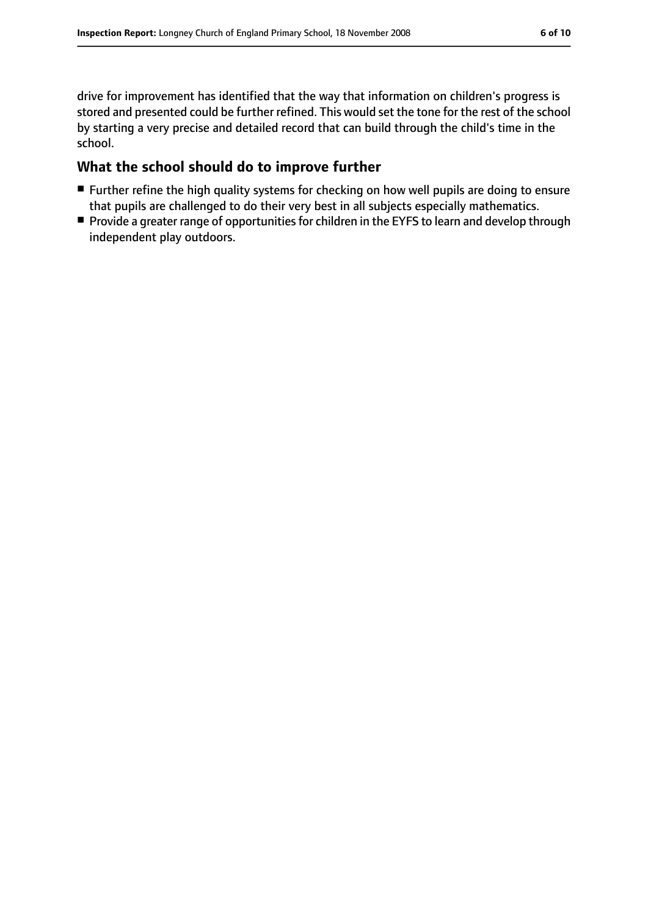drive for improvement has identified that the way that information on children's progress is stored and presented could be further refined. This would set the tone for the rest of the school by starting a very precise and detailed record that can build through the child's time in the school.

## What the school should do to improve further

- Further refine the high quality systems for checking on how well pupils are doing to ensure that pupils are challenged to do their very best in all subjects especially mathematics.
- Provide a greater range of opportunities for children in the EYFS to learn and develop through independent play outdoors.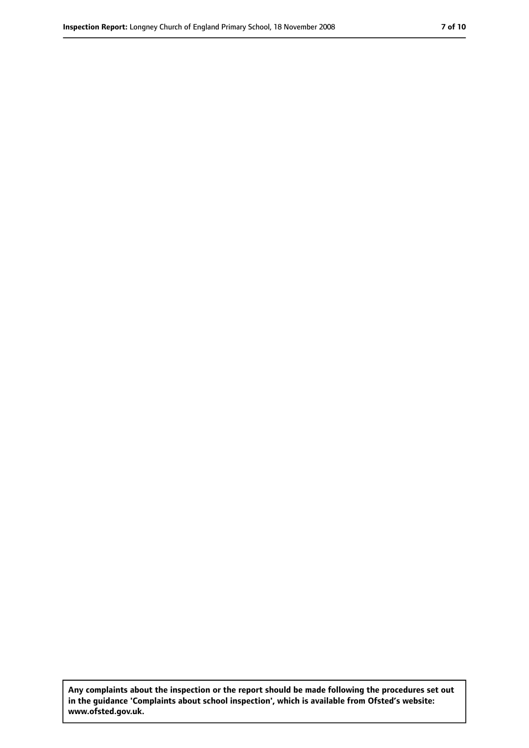**Any complaints about the inspection or the report should be made following the procedures set out in the guidance 'Complaints about school inspection', which is available from Ofsted's website: www.ofsted.gov.uk.**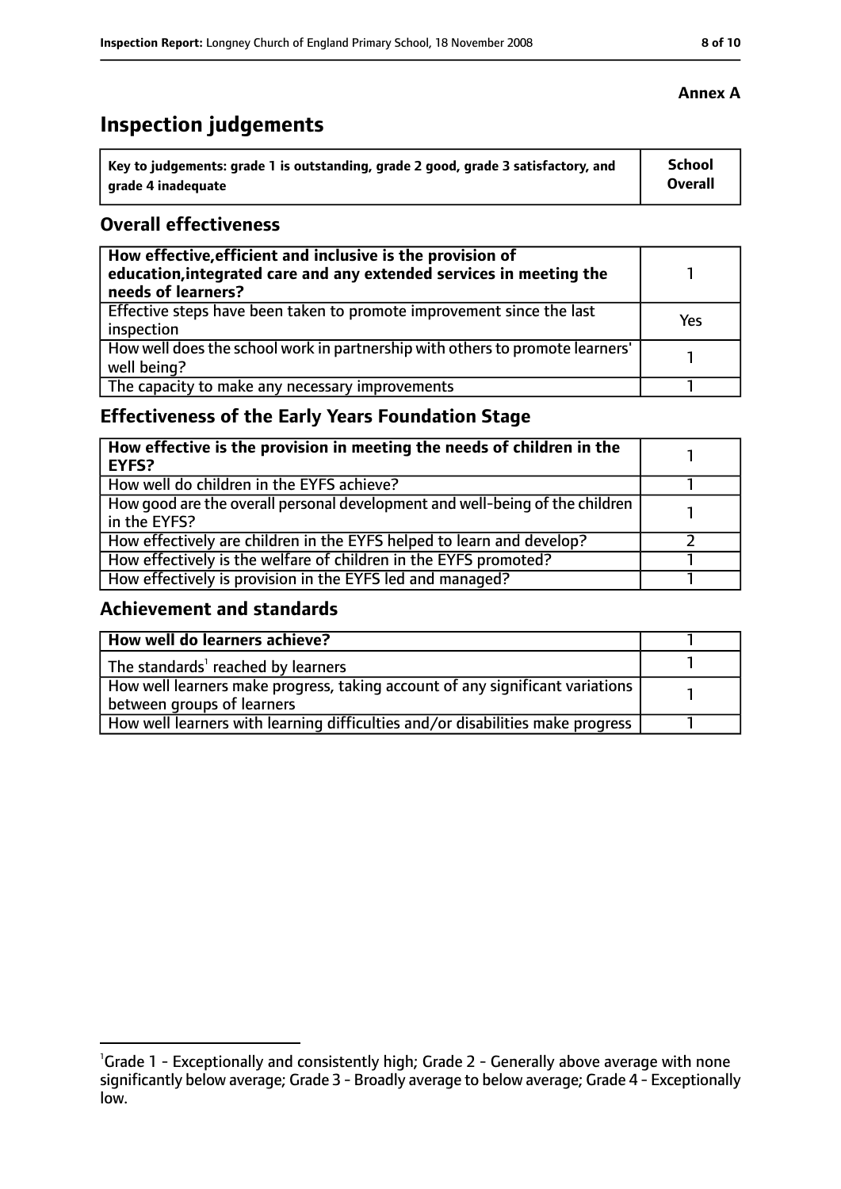**Annex A**

# Inspection judgements

| Key to judgements: grade 1 is outstanding, grade 2 good, grade 3 satisfactory, and grade 4 inadequate | School Overall |
|---|---|

## Overall effectiveness

| | |
|---|---|
| **How effective, efficient and inclusive is the provision of education, integrated care and any extended services in meeting the needs of learners?** | 1 |
| Effective steps have been taken to promote improvement since the last inspection | Yes |
| How well does the school work in partnership with others to promote learners' well being? | 1 |
| The capacity to make any necessary improvements | 1 |

## Effectiveness of the Early Years Foundation Stage

| | |
|---|---|
| **How effective is the provision in meeting the needs of children in the EYFS?** | 1 |
| How well do children in the EYFS achieve? | 1 |
| How good are the overall personal development and well-being of the children in the EYFS? | 1 |
| How effectively are children in the EYFS helped to learn and develop? | 2 |
| How effectively is the welfare of children in the EYFS promoted? | 1 |
| How effectively is provision in the EYFS led and managed? | 1 |

## Achievement and standards

| | |
|---|---|
| **How well do learners achieve?** | 1 |
| The standards[1] reached by learners | 1 |
| How well learners make progress, taking account of any significant variations between groups of learners | 1 |
| How well learners with learning difficulties and/or disabilities make progress | 1 |

[1]Grade 1 - Exceptionally and consistently high; Grade 2 - Generally above average with none significantly below average; Grade 3 - Broadly average to below average; Grade 4 - Exceptionally low.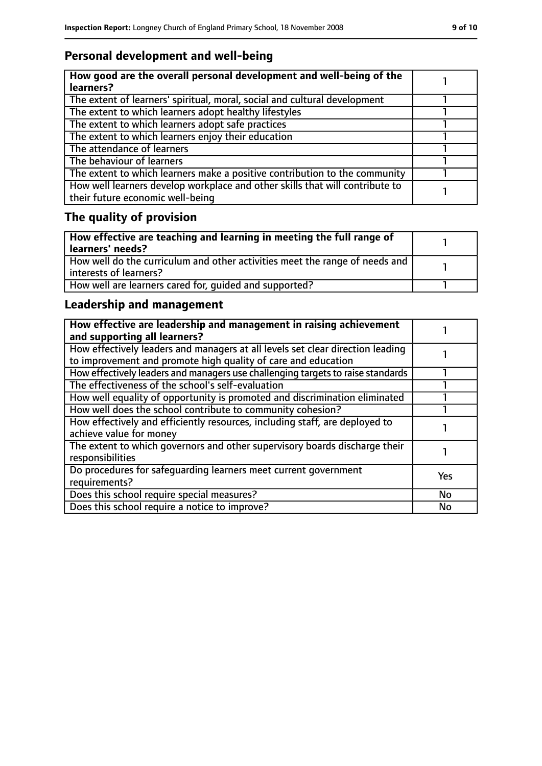## Personal development and well-being

| **How good are the overall personal development and well-being of the learners?** | 1 |
|---|---|
| The extent of learners' spiritual, moral, social and cultural development | 1 |
| The extent to which learners adopt healthy lifestyles | 1 |
| The extent to which learners adopt safe practices | 1 |
| The extent to which learners enjoy their education | 1 |
| The attendance of learners | 1 |
| The behaviour of learners | 1 |
| The extent to which learners make a positive contribution to the community | 1 |
| How well learners develop workplace and other skills that will contribute to their future economic well-being | 1 |

## The quality of provision

| **How effective are teaching and learning in meeting the full range of learners' needs?** | 1 |
|---|---|
| How well do the curriculum and other activities meet the range of needs and interests of learners? | 1 |
| How well are learners cared for, guided and supported? | 1 |

## Leadership and management

| **How effective are leadership and management in raising achievement and supporting all learners?** | 1 |
|---|---|
| How effectively leaders and managers at all levels set clear direction leading to improvement and promote high quality of care and education | 1 |
| How effectively leaders and managers use challenging targets to raise standards | 1 |
| The effectiveness of the school's self-evaluation | 1 |
| How well equality of opportunity is promoted and discrimination eliminated | 1 |
| How well does the school contribute to community cohesion? | 1 |
| How effectively and efficiently resources, including staff, are deployed to achieve value for money | 1 |
| The extent to which governors and other supervisory boards discharge their responsibilities | 1 |
| Do procedures for safeguarding learners meet current government requirements? | Yes |
| Does this school require special measures? | No |
| Does this school require a notice to improve? | No |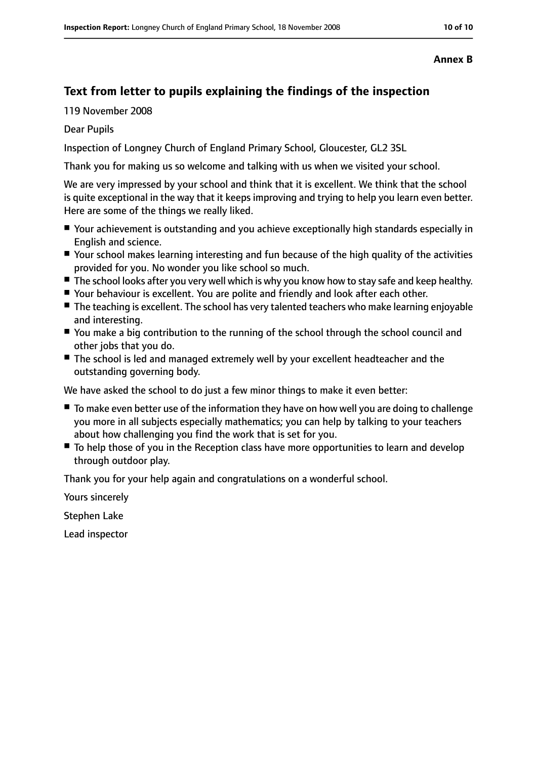**Annex B**

## Text from letter to pupils explaining the findings of the inspection

119 November 2008

Dear Pupils

Inspection of Longney Church of England Primary School, Gloucester, GL2 3SL

Thank you for making us so welcome and talking with us when we visited your school.

We are very impressed by your school and think that it is excellent. We think that the school is quite exceptional in the way that it keeps improving and trying to help you learn even better. Here are some of the things we really liked.

- Your achievement is outstanding and you achieve exceptionally high standards especially in English and science.
- Your school makes learning interesting and fun because of the high quality of the activities provided for you. No wonder you like school so much.
- The school looks after you very well which is why you know how to stay safe and keep healthy.
- Your behaviour is excellent. You are polite and friendly and look after each other.
- The teaching is excellent. The school has very talented teachers who make learning enjoyable and interesting.
- You make a big contribution to the running of the school through the school council and other jobs that you do.
- The school is led and managed extremely well by your excellent headteacher and the outstanding governing body.

We have asked the school to do just a few minor things to make it even better:

- To make even better use of the information they have on how well you are doing to challenge you more in all subjects especially mathematics; you can help by talking to your teachers about how challenging you find the work that is set for you.
- To help those of you in the Reception class have more opportunities to learn and develop through outdoor play.

Thank you for your help again and congratulations on a wonderful school.

Yours sincerely

Stephen Lake

Lead inspector